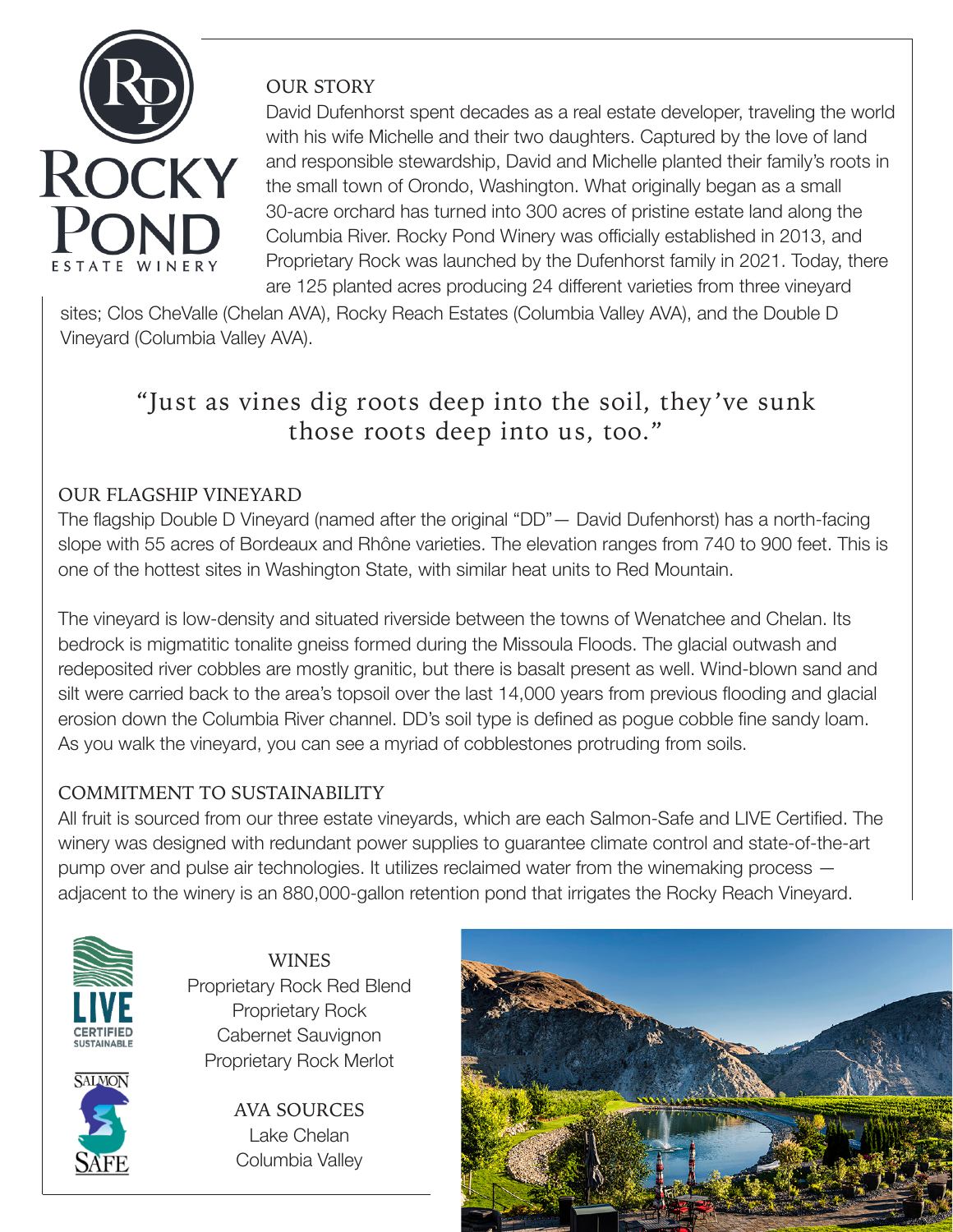# ROCKY POND ESTATE WINERY

## OUR STORY

David Dufenhorst spent decades as a real estate developer, traveling the world with his wife Michelle and their two daughters. Captured by the love of land and responsible stewardship, David and Michelle planted their family's roots in the small town of Orondo, Washington. What originally began as a small 30-acre orchard has turned into 300 acres of pristine estate land along the Columbia River. Rocky Pond Winery was officially established in 2013, and Proprietary Rock was launched by the Dufenhorst family in 2021. Today, there are 125 planted acres producing 24 different varieties from three vineyard sites; Clos CheValle (Chelan AVA), Rocky Reach Estates (Columbia Valley AVA), and the Double D Vineyard (Columbia Valley AVA).

> "Just as vines dig roots deep into the soil, they've sunk those roots deep into us, too."

## OUR FLAGSHIP VINEYARD

The flagship Double D Vineyard (named after the original "DD"— David Dufenhorst) has a north-facing slope with 55 acres of Bordeaux and Rhône varieties. The elevation ranges from 740 to 900 feet. This is one of the hottest sites in Washington State, with similar heat units to Red Mountain.

The vineyard is low-density and situated riverside between the towns of Wenatchee and Chelan. Its bedrock is migmatitic tonalite gneiss formed during the Missoula Floods. The glacial outwash and redeposited river cobbles are mostly granitic, but there is basalt present as well. Wind-blown sand and silt were carried back to the area's topsoil over the last 14,000 years from previous flooding and glacial erosion down the Columbia River channel. DD's soil type is defined as pogue cobble fine sandy loam. As you walk the vineyard, you can see a myriad of cobblestones protruding from soils.

## COMMITMENT TO SUSTAINABILITY

All fruit is sourced from our three estate vineyards, which are each Salmon-Safe and LIVE Certified. The winery was designed with redundant power supplies to guarantee climate control and state-of-the-art pump over and pulse air technologies. It utilizes reclaimed water from the winemaking process — adjacent to the winery is an 880,000-gallon retention pond that irrigates the Rocky Reach Vineyard.

LIVE CERTIFIED SUSTAINABLE

SALMON SAFE

## WINES

Proprietary Rock Red Blend
Proprietary Rock Cabernet Sauvignon
Proprietary Rock Merlot

## AVA SOURCES

Lake Chelan
Columbia Valley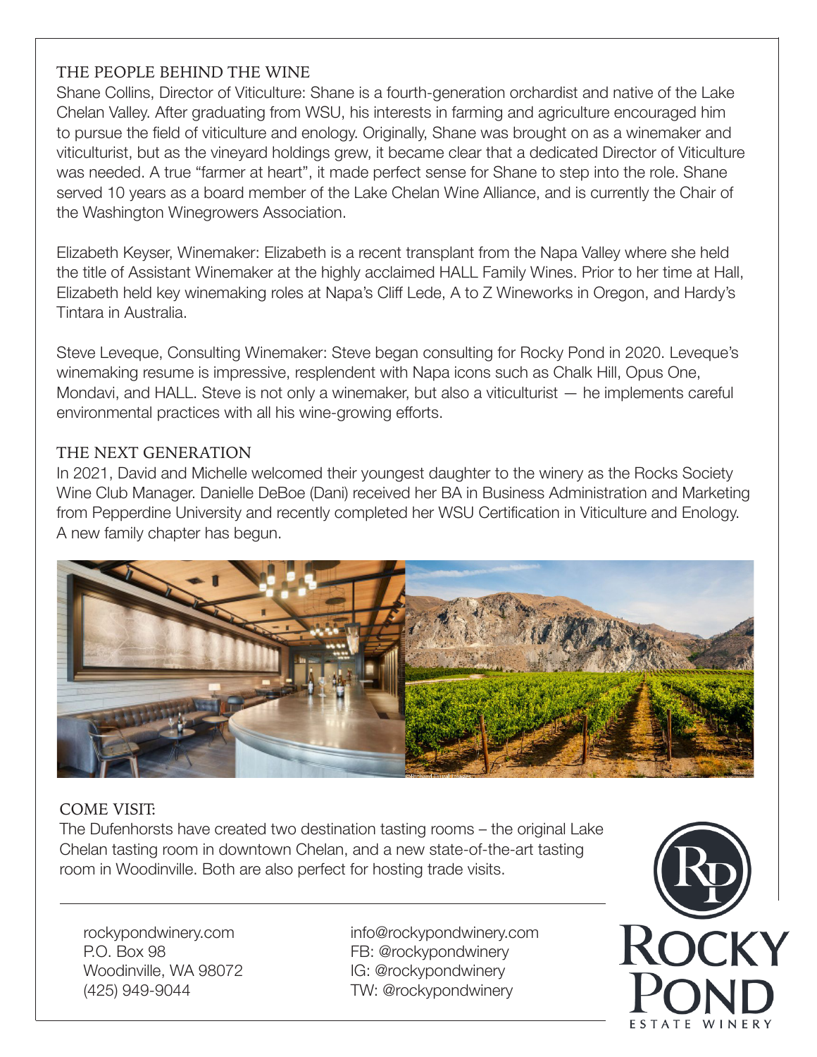## THE PEOPLE BEHIND THE WINE

Shane Collins, Director of Viticulture: Shane is a fourth-generation orchardist and native of the Lake Chelan Valley. After graduating from WSU, his interests in farming and agriculture encouraged him to pursue the field of viticulture and enology. Originally, Shane was brought on as a winemaker and viticulturist, but as the vineyard holdings grew, it became clear that a dedicated Director of Viticulture was needed. A true "farmer at heart", it made perfect sense for Shane to step into the role. Shane served 10 years as a board member of the Lake Chelan Wine Alliance, and is currently the Chair of the Washington Winegrowers Association.

Elizabeth Keyser, Winemaker: Elizabeth is a recent transplant from the Napa Valley where she held the title of Assistant Winemaker at the highly acclaimed HALL Family Wines. Prior to her time at Hall, Elizabeth held key winemaking roles at Napa's Cliff Lede, A to Z Wineworks in Oregon, and Hardy's Tintara in Australia.

Steve Leveque, Consulting Winemaker: Steve began consulting for Rocky Pond in 2020. Leveque's winemaking resume is impressive, resplendent with Napa icons such as Chalk Hill, Opus One, Mondavi, and HALL. Steve is not only a winemaker, but also a viticulturist — he implements careful environmental practices with all his wine-growing efforts.

## THE NEXT GENERATION

In 2021, David and Michelle welcomed their youngest daughter to the winery as the Rocks Society Wine Club Manager. Danielle DeBoe (Dani) received her BA in Business Administration and Marketing from Pepperdine University and recently completed her WSU Certification in Viticulture and Enology. A new family chapter has begun.

## COME VISIT:

The Dufenhorsts have created two destination tasting rooms – the original Lake Chelan tasting room in downtown Chelan, and a new state-of-the-art tasting room in Woodinville. Both are also perfect for hosting trade visits.

rockypondwinery.com
P.O. Box 98
Woodinville, WA 98072
(425) 949-9044

info@rockypondwinery.com
FB: @rockypondwinery
IG: @rockypondwinery
TW: @rockypondwinery

ROCKY POND
ESTATE WINERY